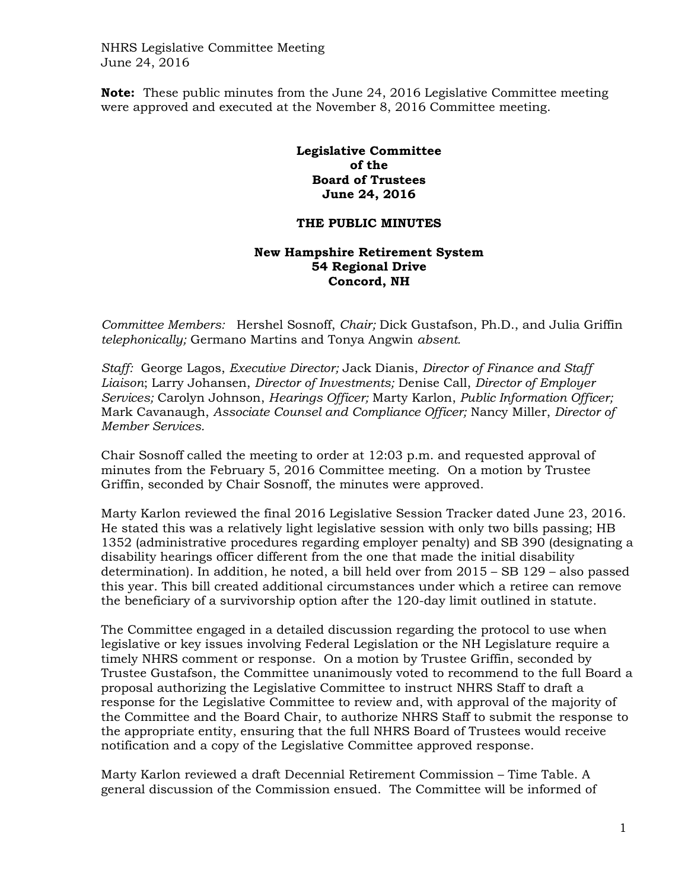NHRS Legislative Committee Meeting
June 24, 2016

**Note:** These public minutes from the June 24, 2016 Legislative Committee meeting were approved and executed at the November 8, 2016 Committee meeting.

**Legislative Committee**
**of the**
**Board of Trustees**
**June 24, 2016**

**THE PUBLIC MINUTES**

**New Hampshire Retirement System**
**54 Regional Drive**
**Concord, NH**

*Committee Members:* Hershel Sosnoff, *Chair;* Dick Gustafson, Ph.D., and Julia Griffin *telephonically;* Germano Martins and Tonya Angwin *absent.*

*Staff:* George Lagos, *Executive Director;* Jack Dianis, *Director of Finance and Staff Liaison*; Larry Johansen, *Director of Investments;* Denise Call, *Director of Employer Services;* Carolyn Johnson, *Hearings Officer;* Marty Karlon, *Public Information Officer;* Mark Cavanaugh, *Associate Counsel and Compliance Officer;* Nancy Miller, *Director of Member Services.*

Chair Sosnoff called the meeting to order at 12:03 p.m. and requested approval of minutes from the February 5, 2016 Committee meeting. On a motion by Trustee Griffin, seconded by Chair Sosnoff, the minutes were approved.

Marty Karlon reviewed the final 2016 Legislative Session Tracker dated June 23, 2016. He stated this was a relatively light legislative session with only two bills passing; HB 1352 (administrative procedures regarding employer penalty) and SB 390 (designating a disability hearings officer different from the one that made the initial disability determination). In addition, he noted, a bill held over from 2015 – SB 129 – also passed this year. This bill created additional circumstances under which a retiree can remove the beneficiary of a survivorship option after the 120-day limit outlined in statute.

The Committee engaged in a detailed discussion regarding the protocol to use when legislative or key issues involving Federal Legislation or the NH Legislature require a timely NHRS comment or response. On a motion by Trustee Griffin, seconded by Trustee Gustafson, the Committee unanimously voted to recommend to the full Board a proposal authorizing the Legislative Committee to instruct NHRS Staff to draft a response for the Legislative Committee to review and, with approval of the majority of the Committee and the Board Chair, to authorize NHRS Staff to submit the response to the appropriate entity, ensuring that the full NHRS Board of Trustees would receive notification and a copy of the Legislative Committee approved response.

Marty Karlon reviewed a draft Decennial Retirement Commission – Time Table. A general discussion of the Commission ensued. The Committee will be informed of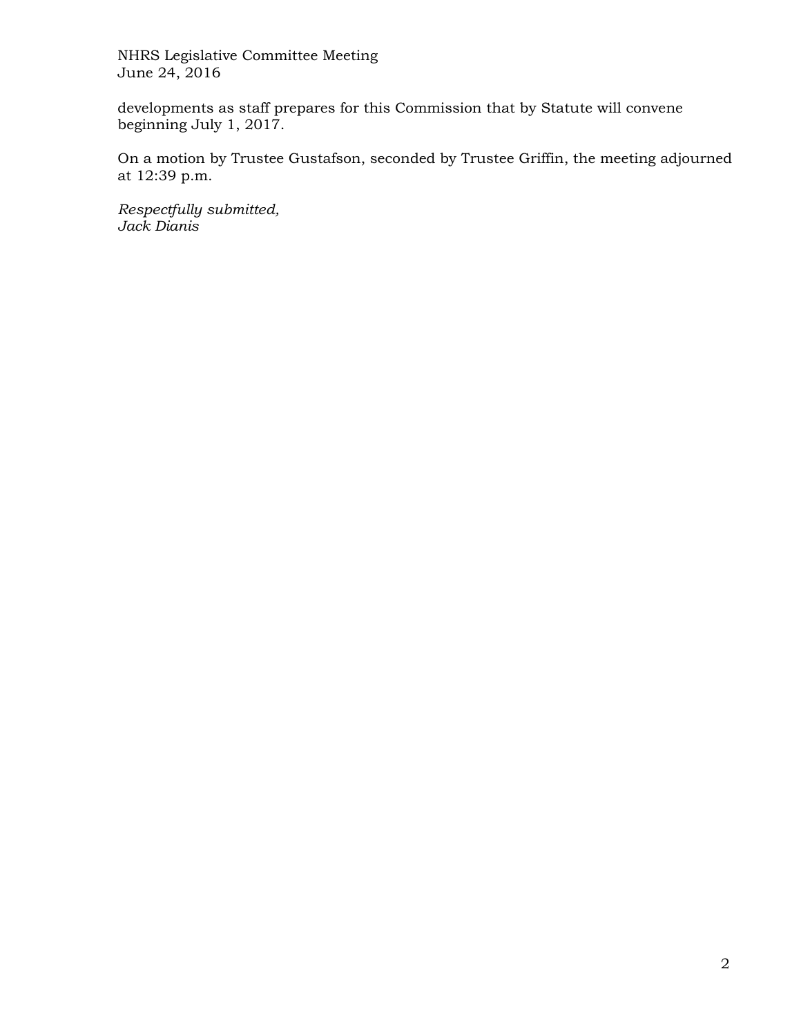developments as staff prepares for this Commission that by Statute will convene beginning July 1, 2017.

On a motion by Trustee Gustafson, seconded by Trustee Griffin, the meeting adjourned at 12:39 p.m.

*Respectfully submitted,*
*Jack Dianis*